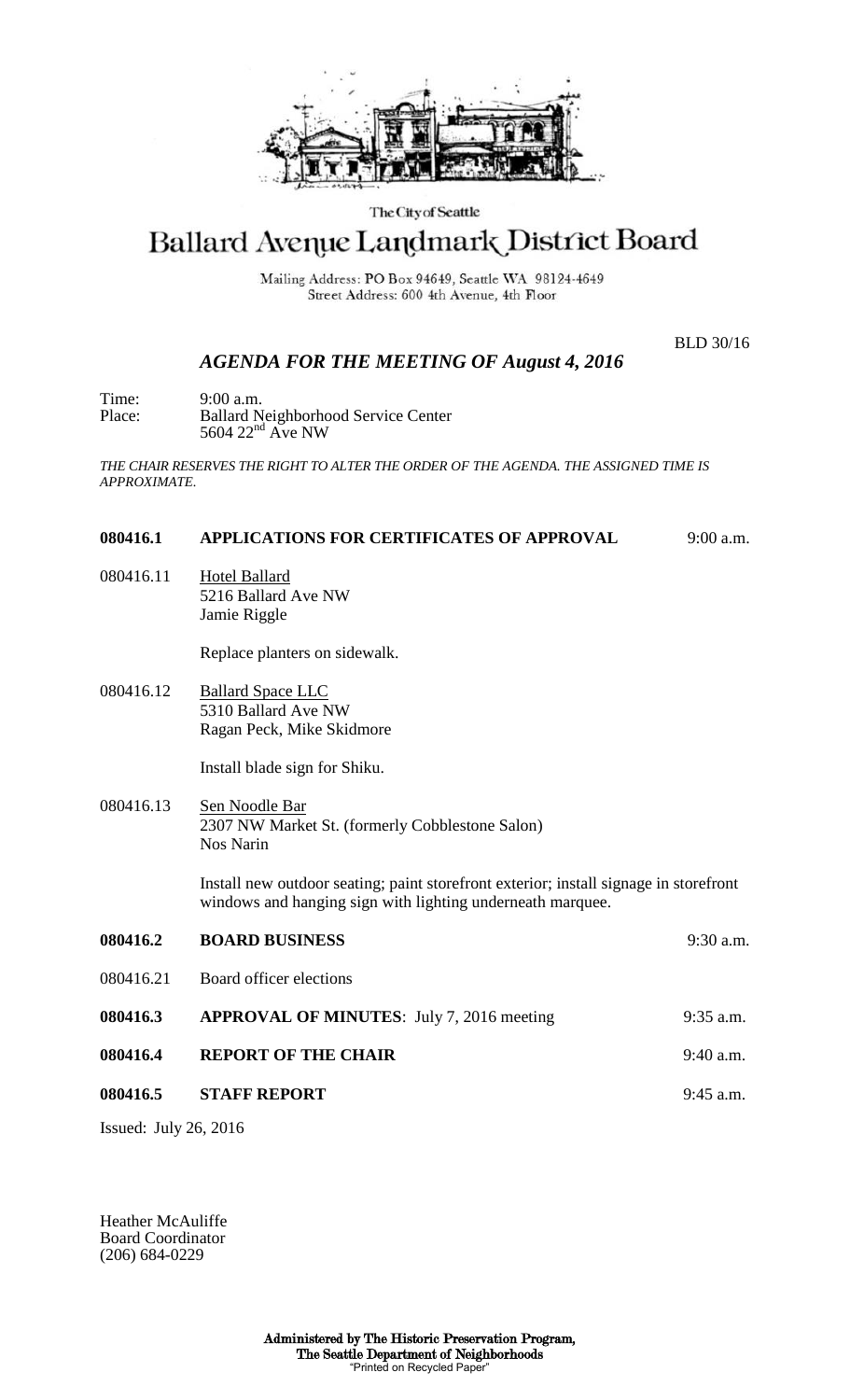The City of Seattle

# Ballard Avenue Landmark District Board

Mailing Address: PO Box 94649, Seattle WA 98124-4649
Street Address: 600 4th Avenue, 4th Floor

BLD 30/16

## *AGENDA FOR THE MEETING OF August 4, 2016*

Time: 9:00 a.m.
Place: Ballard Neighborhood Service Center
5604 22nd Ave NW

*THE CHAIR RESERVES THE RIGHT TO ALTER THE ORDER OF THE AGENDA. THE ASSIGNED TIME IS APPROXIMATE.*

**080416.1 APPLICATIONS FOR CERTIFICATES OF APPROVAL** 9:00 a.m.

080416.11 Hotel Ballard
5216 Ballard Ave NW
Jamie Riggle

Replace planters on sidewalk.

080416.12 Ballard Space LLC
5310 Ballard Ave NW
Ragan Peck, Mike Skidmore

Install blade sign for Shiku.

080416.13 Sen Noodle Bar
2307 NW Market St. (formerly Cobblestone Salon)
Nos Narin

Install new outdoor seating; paint storefront exterior; install signage in storefront windows and hanging sign with lighting underneath marquee.

**080416.2 BOARD BUSINESS** 9:30 a.m.

080416.21 Board officer elections

**080416.3 APPROVAL OF MINUTES**: July 7, 2016 meeting 9:35 a.m.

**080416.4 REPORT OF THE CHAIR** 9:40 a.m.

**080416.5 STAFF REPORT** 9:45 a.m.

Issued: July 26, 2016

Heather McAuliffe
Board Coordinator
(206) 684-0229

**Administered by The Historic Preservation Program,**
**The Seattle Department of Neighborhoods**
"Printed on Recycled Paper"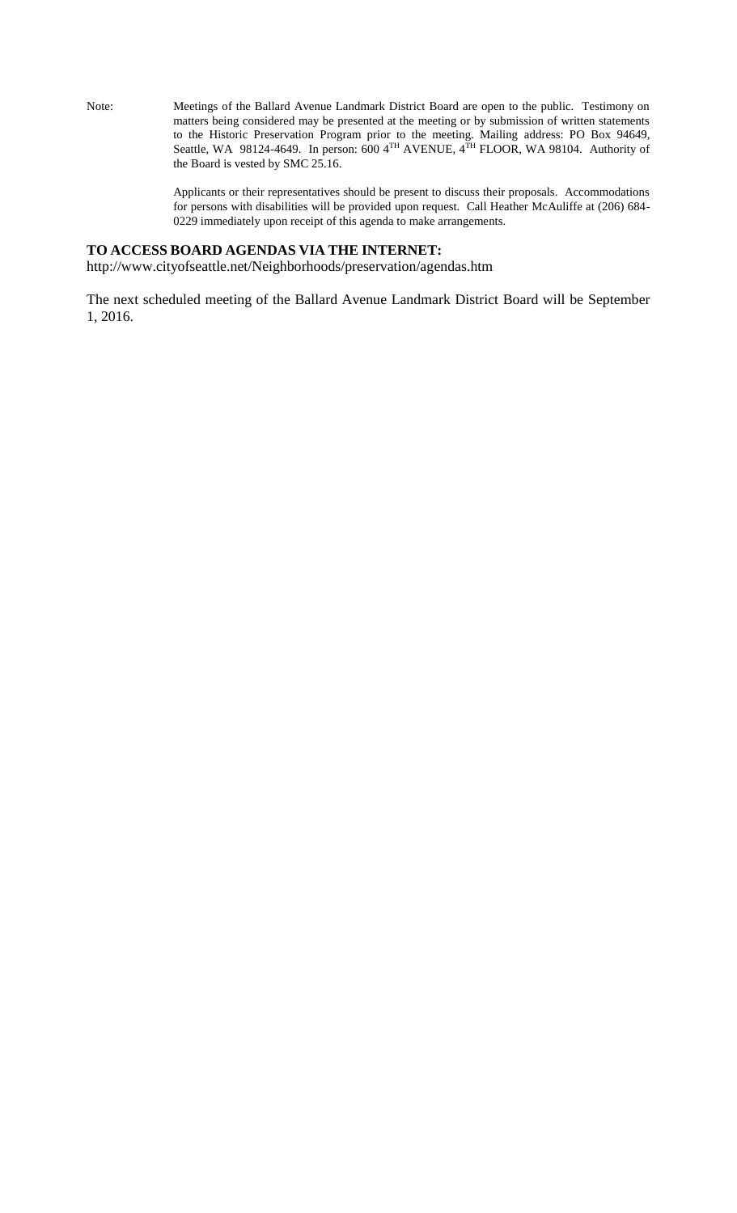Note: Meetings of the Ballard Avenue Landmark District Board are open to the public. Testimony on matters being considered may be presented at the meeting or by submission of written statements to the Historic Preservation Program prior to the meeting. Mailing address: PO Box 94649, Seattle, WA 98124-4649. In person: 600 4TH AVENUE, 4TH FLOOR, WA 98104. Authority of the Board is vested by SMC 25.16.

Applicants or their representatives should be present to discuss their proposals. Accommodations for persons with disabilities will be provided upon request. Call Heather McAuliffe at (206) 684-0229 immediately upon receipt of this agenda to make arrangements.

**TO ACCESS BOARD AGENDAS VIA THE INTERNET:**

http://www.cityofseattle.net/Neighborhoods/preservation/agendas.htm

The next scheduled meeting of the Ballard Avenue Landmark District Board will be September 1, 2016.